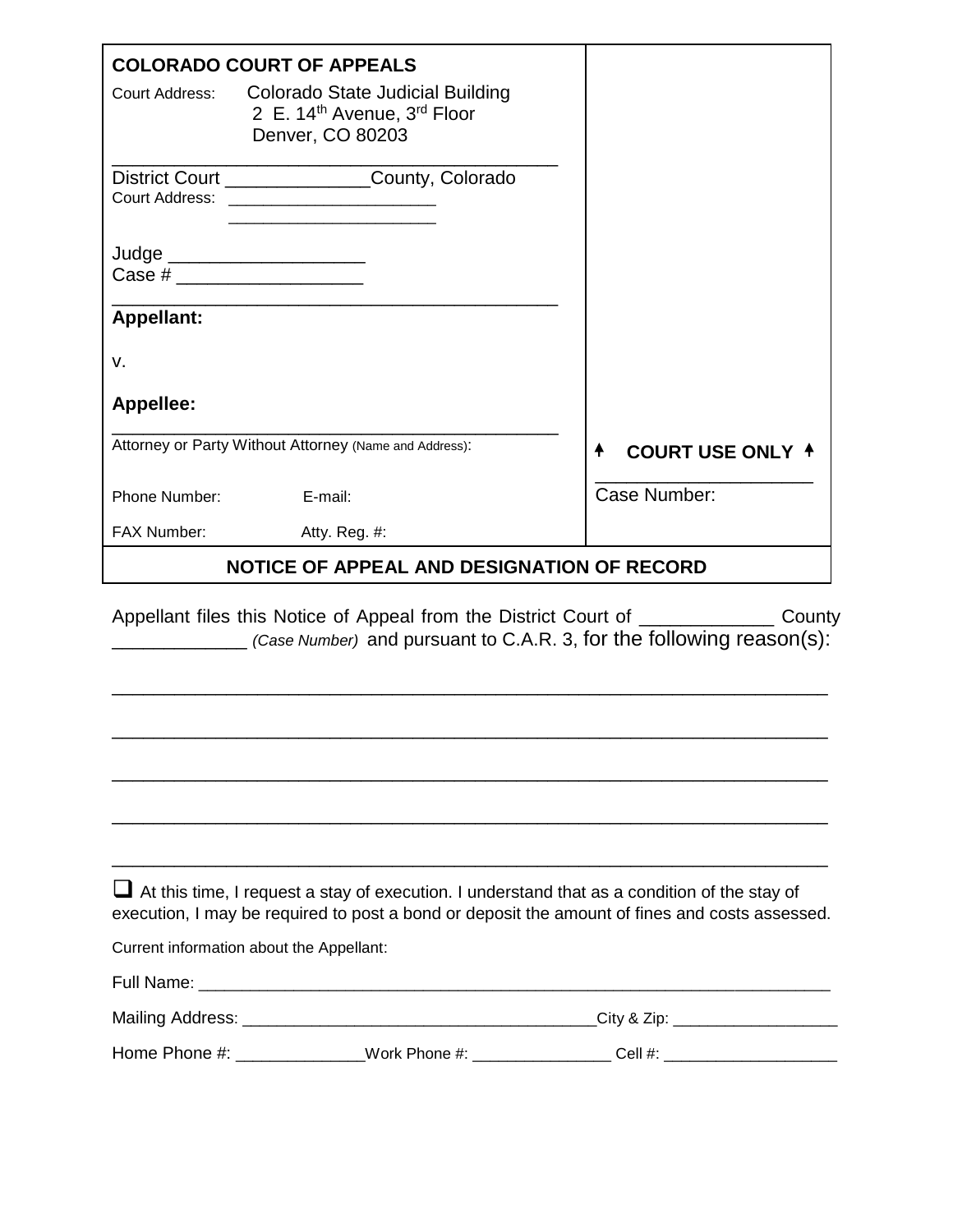| | |
|---|---|
| **COLORADO COURT OF APPEALS**<br>Court Address: Colorado State Judicial Building<br>2 E. 14th Avenue, 3rd Floor<br>Denver, CO 80203<br>______________________________________<br>District Court ______________County, Colorado<br>Court Address: ______________________<br>______________________<br><br>Judge ___________________<br>Case # _________________<br>______________________________________<br>**Appellant:**<br><br>v.<br><br>**Appellee:**<br>______________________________________ | |
| Attorney or Party Without Attorney (Name and Address):<br><br>Phone Number: E-mail:<br><br>FAX Number: Atty. Reg. #: | **COURT USE ONLY**<br>____________________<br>Case Number: |
| **NOTICE OF APPEAL AND DESIGNATION OF RECORD** | |

Appellant files this Notice of Appeal from the District Court of ____________ County ____________ *(Case Number)* and pursuant to C.A.R. 3, for the following reason(s):

_____________________________________________________________________

_____________________________________________________________________

_____________________________________________________________________

_____________________________________________________________________

_____________________________________________________________________

☐ At this time, I request a stay of execution. I understand that as a condition of the stay of execution, I may be required to post a bond or deposit the amount of fines and costs assessed.

Current information about the Appellant:

Full Name: _____________________________________________________________________

Mailing Address: ______________________________________City & Zip: __________________

Home Phone #: ______________Work Phone #: _______________ Cell #: ___________________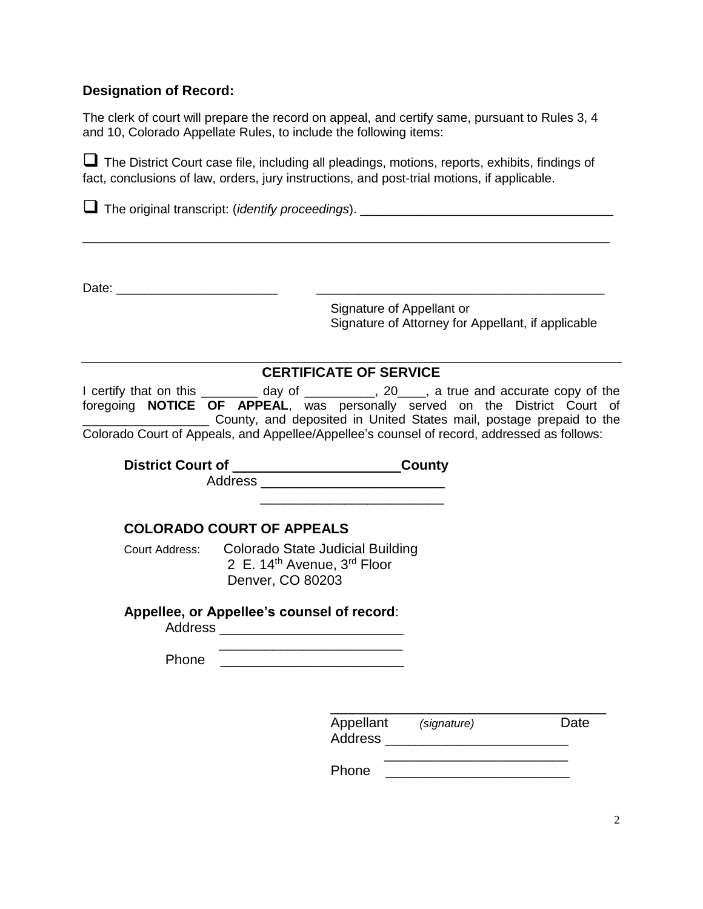**Designation of Record:**

The clerk of court will prepare the record on appeal, and certify same, pursuant to Rules 3, 4 and 10, Colorado Appellate Rules, to include the following items:

❑ The District Court case file, including all pleadings, motions, reports, exhibits, findings of fact, conclusions of law, orders, jury instructions, and post-trial motions, if applicable.

❑ The original transcript: (*identify proceedings*). ___________________________________

___________________________________________________________________________

Date: ______________________ ________________________________________

Signature of Appellant or
Signature of Attorney for Appellant, if applicable

---

**CERTIFICATE OF SERVICE**

I certify that on this ________ day of __________, 20____, a true and accurate copy of the foregoing **NOTICE OF APPEAL**, was personally served on the District Court of _________________ County, and deposited in United States mail, postage prepaid to the Colorado Court of Appeals, and Appellee/Appellee's counsel of record, addressed as follows:

**District Court of ______________________County**
Address _______________________
_______________________

**COLORADO COURT OF APPEALS**

Court Address: Colorado State Judicial Building
2 E. 14th Avenue, 3rd Floor
Denver, CO 80203

**Appellee, or Appellee's counsel of record**:
Address _______________________
_______________________
Phone _______________________

____________________________________
Appellant *(signature)* Date
Address _______________________
_______________________
Phone _______________________